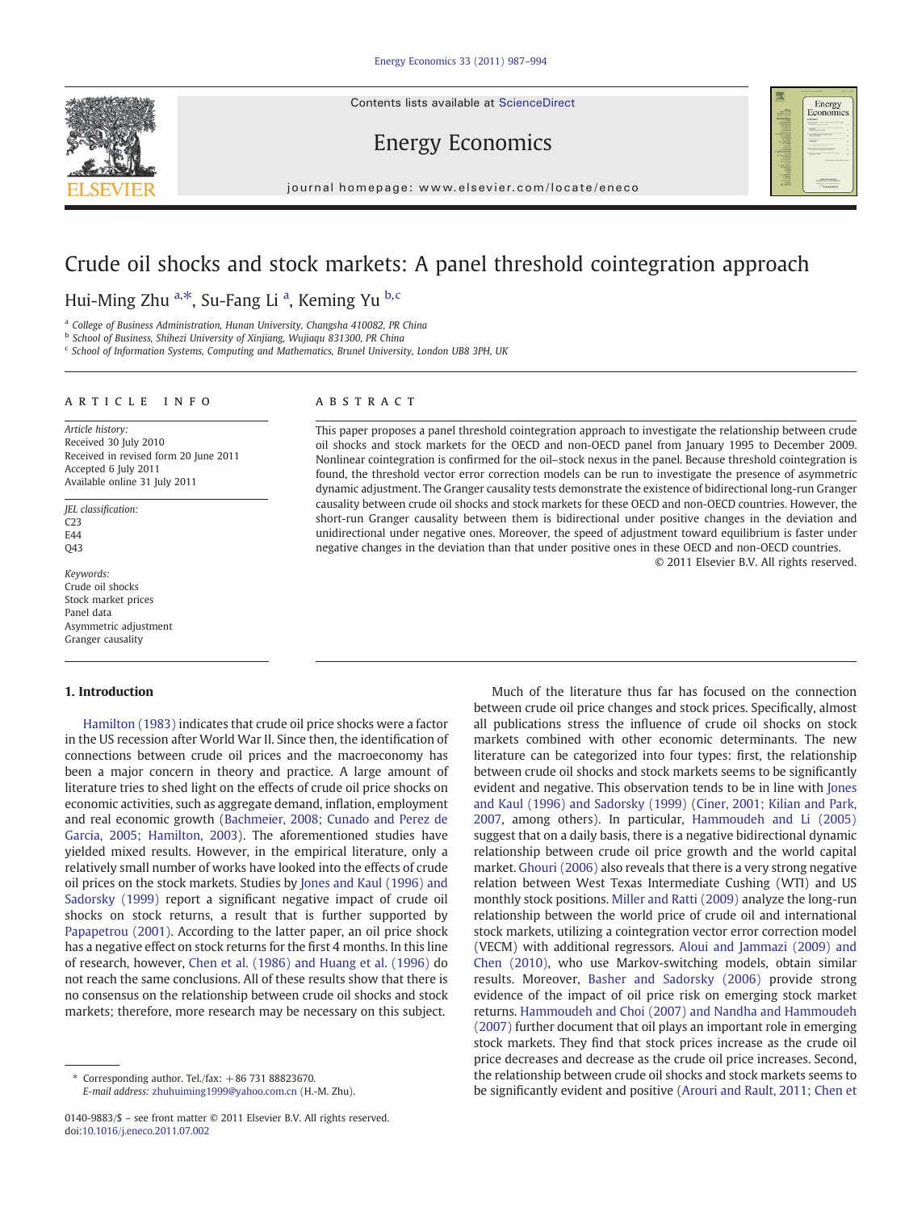# Crude oil shocks and stock markets: A panel threshold cointegration approach

Hui-Ming Zhu [a,*], Su-Fang Li [a], Keming Yu [b,c]

[a] College of Business Administration, Hunan University, Changsha 410082, PR China
[b] School of Business, Shihezi University of Xinjiang, Wujiaqu 831300, PR China
[c] School of Information Systems, Computing and Mathematics, Brunel University, London UB8 3PH, UK

## ARTICLE INFO

*Article history:*
Received 30 July 2010
Received in revised form 20 June 2011
Accepted 6 July 2011
Available online 31 July 2011

*JEL classification:*
C23
E44
Q43

*Keywords:*
Crude oil shocks
Stock market prices
Panel data
Asymmetric adjustment
Granger causality

## ABSTRACT

This paper proposes a panel threshold cointegration approach to investigate the relationship between crude oil shocks and stock markets for the OECD and non-OECD panel from January 1995 to December 2009. Nonlinear cointegration is confirmed for the oil–stock nexus in the panel. Because threshold cointegration is found, the threshold vector error correction models can be run to investigate the presence of asymmetric dynamic adjustment. The Granger causality tests demonstrate the existence of bidirectional long-run Granger causality between crude oil shocks and stock markets for these OECD and non-OECD countries. However, the short-run Granger causality between them is bidirectional under positive changes in the deviation and unidirectional under negative ones. Moreover, the speed of adjustment toward equilibrium is faster under negative changes in the deviation than that under positive ones in these OECD and non-OECD countries.

© 2011 Elsevier B.V. All rights reserved.

## 1. Introduction

Hamilton (1983) indicates that crude oil price shocks were a factor in the US recession after World War II. Since then, the identification of connections between crude oil prices and the macroeconomy has been a major concern in theory and practice. A large amount of literature tries to shed light on the effects of crude oil price shocks on economic activities, such as aggregate demand, inflation, employment and real economic growth (Bachmeier, 2008; Cunado and Perez de Garcia, 2005; Hamilton, 2003). The aforementioned studies have yielded mixed results. However, in the empirical literature, only a relatively small number of works have looked into the effects of crude oil prices on the stock markets. Studies by Jones and Kaul (1996) and Sadorsky (1999) report a significant negative impact of crude oil shocks on stock returns, a result that is further supported by Papapetrou (2001). According to the latter paper, an oil price shock has a negative effect on stock returns for the first 4 months. In this line of research, however, Chen et al. (1986) and Huang et al. (1996) do not reach the same conclusions. All of these results show that there is no consensus on the relationship between crude oil shocks and stock markets; therefore, more research may be necessary on this subject.

Much of the literature thus far has focused on the connection between crude oil price changes and stock prices. Specifically, almost all publications stress the influence of crude oil shocks on stock markets combined with other economic determinants. The new literature can be categorized into four types: first, the relationship between crude oil shocks and stock markets seems to be significantly evident and negative. This observation tends to be in line with Jones and Kaul (1996) and Sadorsky (1999) (Ciner, 2001; Kilian and Park, 2007, among others). In particular, Hammoudeh and Li (2005) suggest that on a daily basis, there is a negative bidirectional dynamic relationship between crude oil price growth and the world capital market. Ghouri (2006) also reveals that there is a very strong negative relation between West Texas Intermediate Cushing (WTI) and US monthly stock positions. Miller and Ratti (2009) analyze the long-run relationship between the world price of crude oil and international stock markets, utilizing a cointegration vector error correction model (VECM) with additional regressors. Aloui and Jammazi (2009) and Chen (2010), who use Markov-switching models, obtain similar results. Moreover, Basher and Sadorsky (2006) provide strong evidence of the impact of oil price risk on emerging stock market returns. Hammoudeh and Choi (2007) and Nandha and Hammoudeh (2007) further document that oil plays an important role in emerging stock markets. They find that stock prices increase as the crude oil price decreases and decrease as the crude oil price increases. Second, the relationship between crude oil shocks and stock markets seems to be significantly evident and positive (Arouri and Rault, 2011; Chen et

\* Corresponding author. Tel./fax: +86 731 88823670.
*E-mail address:* zhuhuiming1999@yahoo.com.cn (H.-M. Zhu).

0140-9883/$ – see front matter © 2011 Elsevier B.V. All rights reserved.
doi:10.1016/j.eneco.2011.07.002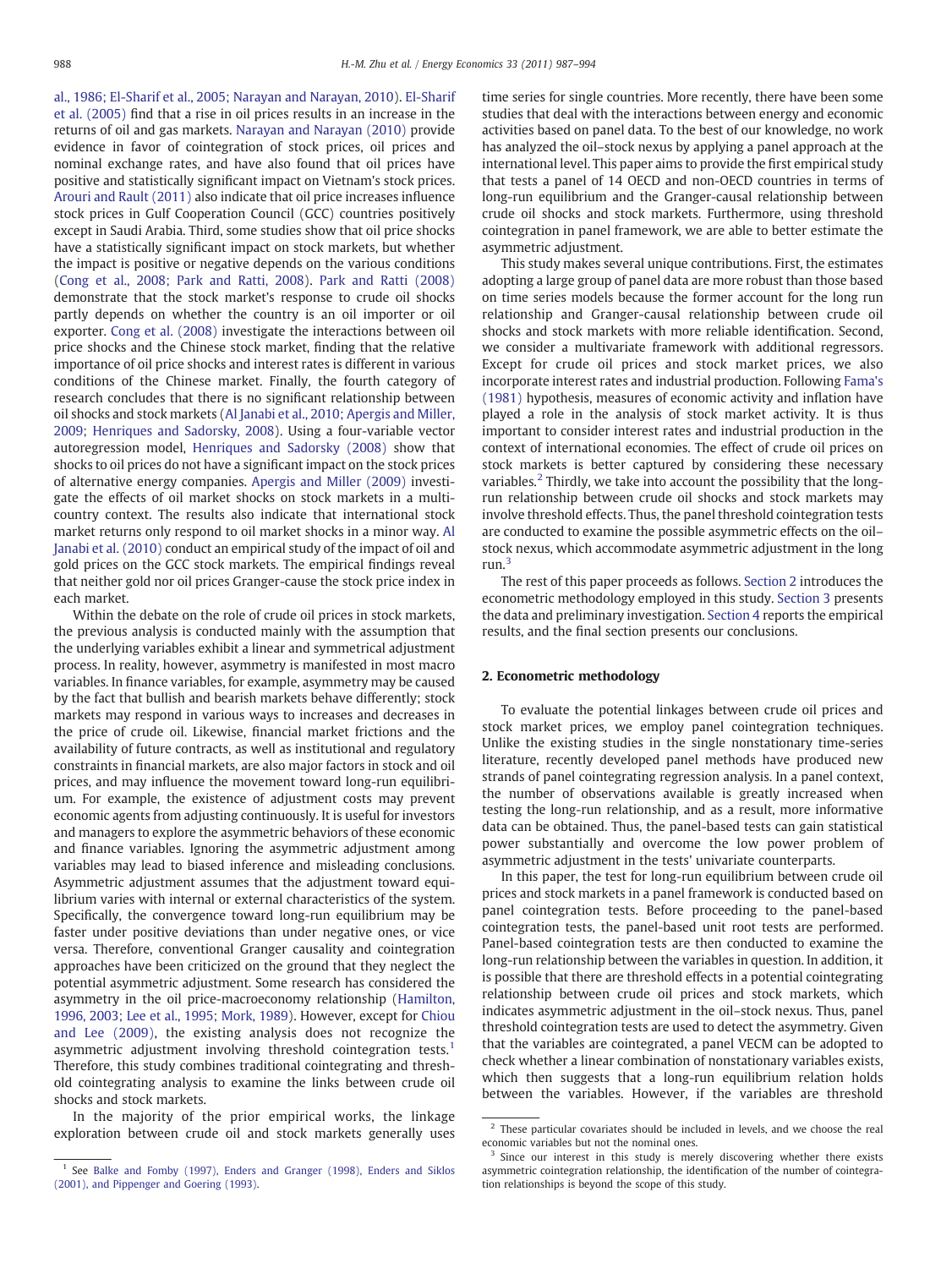al., 1986; El-Sharif et al., 2005; Narayan and Narayan, 2010). El-Sharif et al. (2005) find that a rise in oil prices results in an increase in the returns of oil and gas markets. Narayan and Narayan (2010) provide evidence in favor of cointegration of stock prices, oil prices and nominal exchange rates, and have also found that oil prices have positive and statistically significant impact on Vietnam's stock prices. Arouri and Rault (2011) also indicate that oil price increases influence stock prices in Gulf Cooperation Council (GCC) countries positively except in Saudi Arabia. Third, some studies show that oil price shocks have a statistically significant impact on stock markets, but whether the impact is positive or negative depends on the various conditions (Cong et al., 2008; Park and Ratti, 2008). Park and Ratti (2008) demonstrate that the stock market's response to crude oil shocks partly depends on whether the country is an oil importer or oil exporter. Cong et al. (2008) investigate the interactions between oil price shocks and the Chinese stock market, finding that the relative importance of oil price shocks and interest rates is different in various conditions of the Chinese market. Finally, the fourth category of research concludes that there is no significant relationship between oil shocks and stock markets (Al Janabi et al., 2010; Apergis and Miller, 2009; Henriques and Sadorsky, 2008). Using a four-variable vector autoregression model, Henriques and Sadorsky (2008) show that shocks to oil prices do not have a significant impact on the stock prices of alternative energy companies. Apergis and Miller (2009) investigate the effects of oil market shocks on stock markets in a multi-country context. The results also indicate that international stock market returns only respond to oil market shocks in a minor way. Al Janabi et al. (2010) conduct an empirical study of the impact of oil and gold prices on the GCC stock markets. The empirical findings reveal that neither gold nor oil prices Granger-cause the stock price index in each market.

Within the debate on the role of crude oil prices in stock markets, the previous analysis is conducted mainly with the assumption that the underlying variables exhibit a linear and symmetrical adjustment process. In reality, however, asymmetry is manifested in most macro variables. In finance variables, for example, asymmetry may be caused by the fact that bullish and bearish markets behave differently; stock markets may respond in various ways to increases and decreases in the price of crude oil. Likewise, financial market frictions and the availability of future contracts, as well as institutional and regulatory constraints in financial markets, are also major factors in stock and oil prices, and may influence the movement toward long-run equilibrium. For example, the existence of adjustment costs may prevent economic agents from adjusting continuously. It is useful for investors and managers to explore the asymmetric behaviors of these economic and finance variables. Ignoring the asymmetric adjustment among variables may lead to biased inference and misleading conclusions. Asymmetric adjustment assumes that the adjustment toward equilibrium varies with internal or external characteristics of the system. Specifically, the convergence toward long-run equilibrium may be faster under positive deviations than under negative ones, or vice versa. Therefore, conventional Granger causality and cointegration approaches have been criticized on the ground that they neglect the potential asymmetric adjustment. Some research has considered the asymmetry in the oil price-macroeconomy relationship (Hamilton, 1996, 2003; Lee et al., 1995; Mork, 1989). However, except for Chiou and Lee (2009), the existing analysis does not recognize the asymmetric adjustment involving threshold cointegration tests.[1] Therefore, this study combines traditional cointegrating and threshold cointegrating analysis to examine the links between crude oil shocks and stock markets.

In the majority of the prior empirical works, the linkage exploration between crude oil and stock markets generally uses time series for single countries. More recently, there have been some studies that deal with the interactions between energy and economic activities based on panel data. To the best of our knowledge, no work has analyzed the oil–stock nexus by applying a panel approach at the international level. This paper aims to provide the first empirical study that tests a panel of 14 OECD and non-OECD countries in terms of long-run equilibrium and the Granger-causal relationship between crude oil shocks and stock markets. Furthermore, using threshold cointegration in panel framework, we are able to better estimate the asymmetric adjustment.

This study makes several unique contributions. First, the estimates adopting a large group of panel data are more robust than those based on time series models because the former account for the long run relationship and Granger-causal relationship between crude oil shocks and stock markets with more reliable identification. Second, we consider a multivariate framework with additional regressors. Except for crude oil prices and stock market prices, we also incorporate interest rates and industrial production. Following Fama's (1981) hypothesis, measures of economic activity and inflation have played a role in the analysis of stock market activity. It is thus important to consider interest rates and industrial production in the context of international economies. The effect of crude oil prices on stock markets is better captured by considering these necessary variables.[2] Thirdly, we take into account the possibility that the long-run relationship between crude oil shocks and stock markets may involve threshold effects. Thus, the panel threshold cointegration tests are conducted to examine the possible asymmetric effects on the oil–stock nexus, which accommodate asymmetric adjustment in the long run.[3]

The rest of this paper proceeds as follows. Section 2 introduces the econometric methodology employed in this study. Section 3 presents the data and preliminary investigation. Section 4 reports the empirical results, and the final section presents our conclusions.

## 2. Econometric methodology

To evaluate the potential linkages between crude oil prices and stock market prices, we employ panel cointegration techniques. Unlike the existing studies in the single nonstationary time-series literature, recently developed panel methods have produced new strands of panel cointegrating regression analysis. In a panel context, the number of observations available is greatly increased when testing the long-run relationship, and as a result, more informative data can be obtained. Thus, the panel-based tests can gain statistical power substantially and overcome the low power problem of asymmetric adjustment in the tests' univariate counterparts.

In this paper, the test for long-run equilibrium between crude oil prices and stock markets in a panel framework is conducted based on panel cointegration tests. Before proceeding to the panel-based cointegration tests, the panel-based unit root tests are performed. Panel-based cointegration tests are then conducted to examine the long-run relationship between the variables in question. In addition, it is possible that there are threshold effects in a potential cointegrating relationship between crude oil prices and stock markets, which indicates asymmetric adjustment in the oil–stock nexus. Thus, panel threshold cointegration tests are used to detect the asymmetry. Given that the variables are cointegrated, a panel VECM can be adopted to check whether a linear combination of nonstationary variables exists, which then suggests that a long-run equilibrium relation holds between the variables. However, if the variables are threshold

---

[1] See Balke and Fomby (1997), Enders and Granger (1998), Enders and Siklos (2001), and Pippenger and Goering (1993).

[2] These particular covariates should be included in levels, and we choose the real economic variables but not the nominal ones.

[3] Since our interest in this study is merely discovering whether there exists asymmetric cointegration relationship, the identification of the number of cointegration relationships is beyond the scope of this study.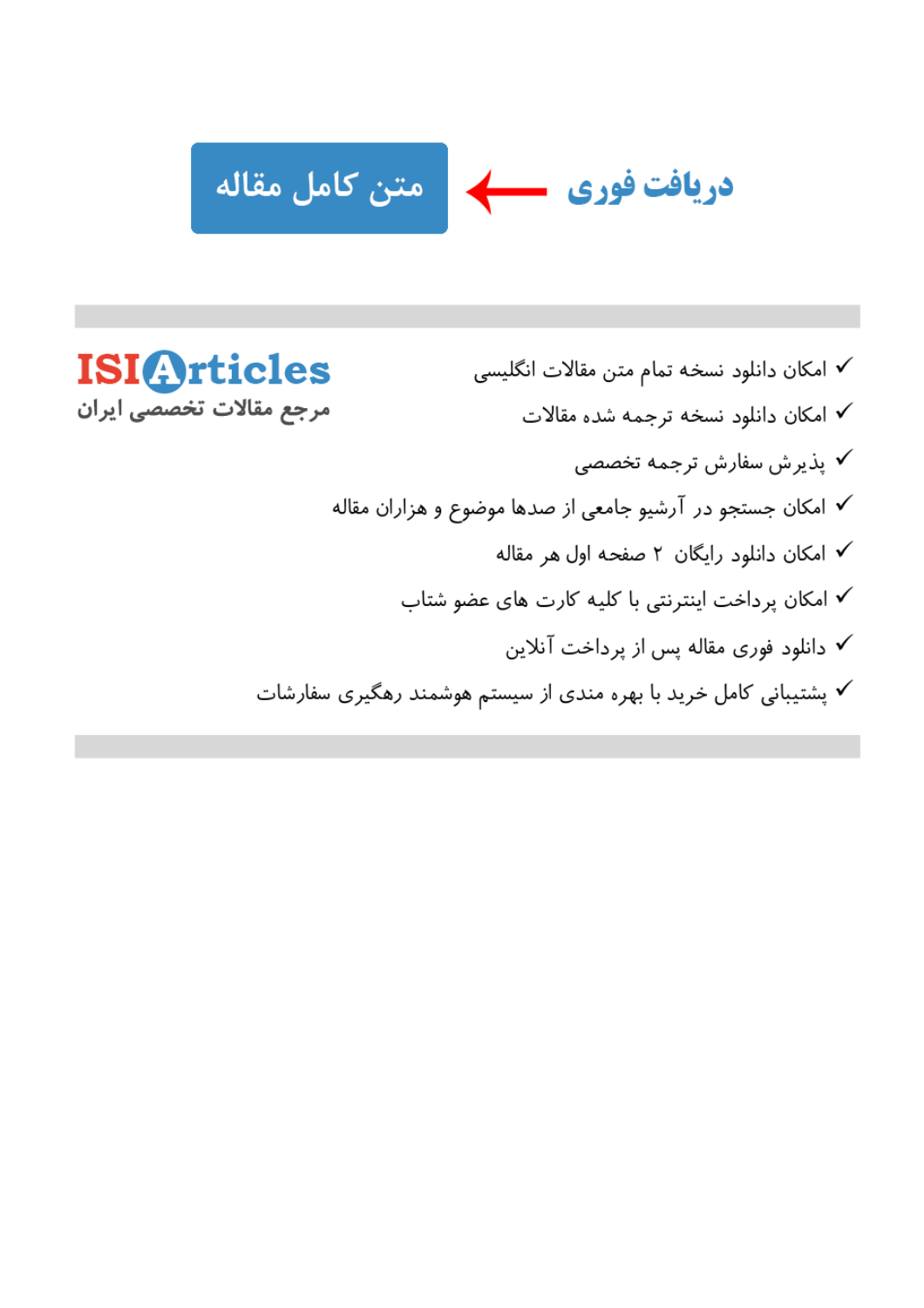دریافت فوری ← متن کامل مقاله

**ISIArticles**

مرجع مقالات تخصصی ایران

- ✓ امکان دانلود نسخه تمام متن مقالات انگلیسی
- ✓ امکان دانلود نسخه ترجمه شده مقالات
- ✓ پذیرش سفارش ترجمه تخصصی
- ✓ امکان جستجو در آرشیو جامعی از صدها موضوع و هزاران مقاله
- ✓ امکان دانلود رایگان ۲ صفحه اول هر مقاله
- ✓ امکان پرداخت اینترنتی با کلیه کارت های عضو شتاب
- ✓ دانلود فوری مقاله پس از پرداخت آنلاین
- ✓ پشتیبانی کامل خرید با بهره مندی از سیستم هوشمند رهگیری سفارشات